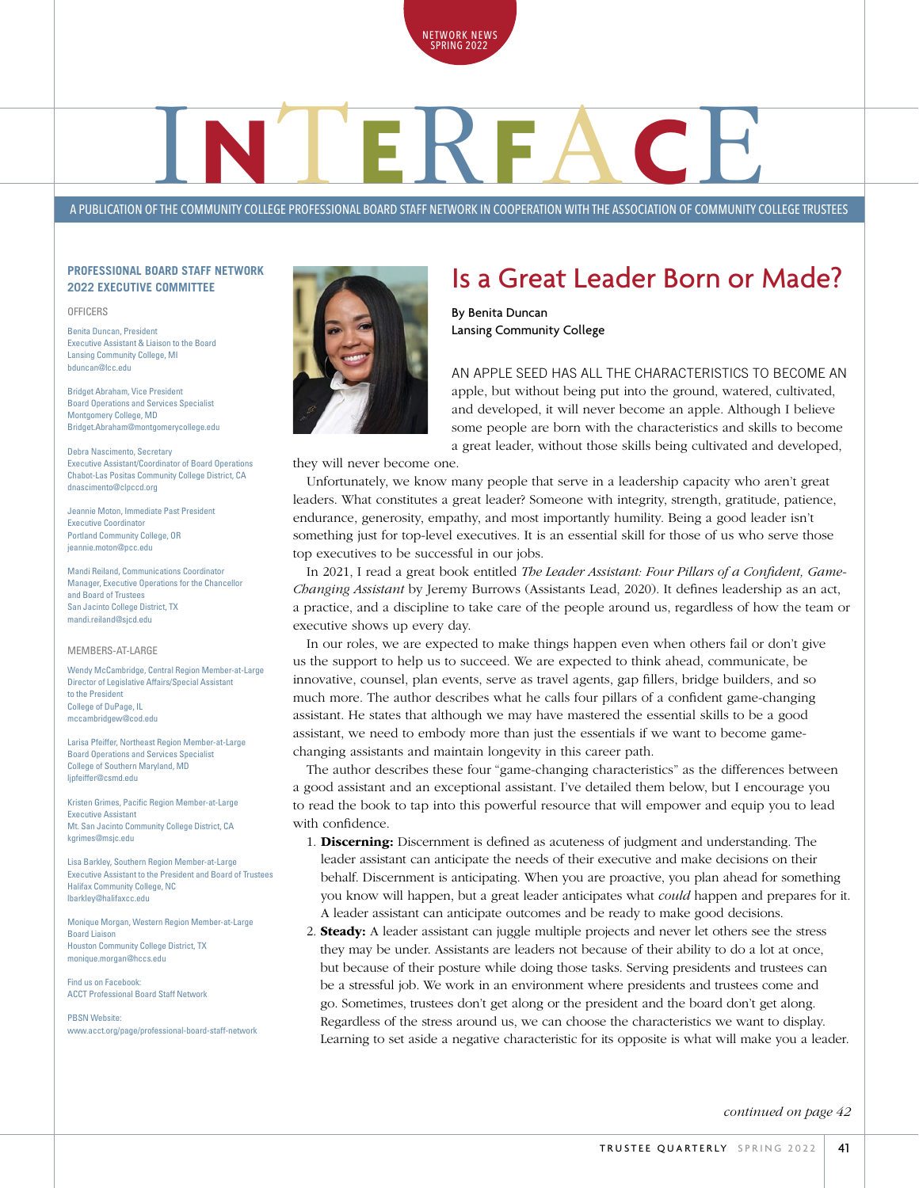NETWORK NEWS
SPRING 2022

# INTERFACE

A PUBLICATION OF THE COMMUNITY COLLEGE PROFESSIONAL BOARD STAFF NETWORK IN COOPERATION WITH THE ASSOCIATION OF COMMUNITY COLLEGE TRUSTEES

**PROFESSIONAL BOARD STAFF NETWORK 2022 EXECUTIVE COMMITTEE**

OFFICERS

Benita Duncan, President
Executive Assistant & Liaison to the Board
Lansing Community College, MI
bduncan@lcc.edu

Bridget Abraham, Vice President
Board Operations and Services Specialist
Montgomery College, MD
Bridget.Abraham@montgomerycollege.edu

Debra Nascimento, Secretary
Executive Assistant/Coordinator of Board Operations
Chabot-Las Positas Community College District, CA
dnascimento@clpccd.org

Jeannie Moton, Immediate Past President
Executive Coordinator
Portland Community College, OR
jeannie.moton@pcc.edu

Mandi Reiland, Communications Coordinator
Manager, Executive Operations for the Chancellor and Board of Trustees
San Jacinto College District, TX
mandi.reiland@sjcd.edu

MEMBERS-AT-LARGE

Wendy McCambridge, Central Region Member-at-Large
Director of Legislative Affairs/Special Assistant to the President
College of DuPage, IL
mccambridgew@cod.edu

Larisa Pfeiffer, Northeast Region Member-at-Large
Board Operations and Services Specialist
College of Southern Maryland, MD
ljpfeiffer@csmd.edu

Kristen Grimes, Pacific Region Member-at-Large
Executive Assistant
Mt. San Jacinto Community College District, CA
kgrimes@msjc.edu

Lisa Barkley, Southern Region Member-at-Large
Executive Assistant to the President and Board of Trustees
Halifax Community College, NC
lbarkley@halifaxcc.edu

Monique Morgan, Western Region Member-at-Large
Board Liaison
Houston Community College District, TX
monique.morgan@hccs.edu

Find us on Facebook:
ACCT Professional Board Staff Network

PBSN Website:
www.acct.org/page/professional-board-staff-network

## Is a Great Leader Born or Made?

By Benita Duncan
Lansing Community College

AN APPLE SEED HAS ALL THE CHARACTERISTICS TO BECOME AN apple, but without being put into the ground, watered, cultivated, and developed, it will never become an apple. Although I believe some people are born with the characteristics and skills to become a great leader, without those skills being cultivated and developed, they will never become one.

Unfortunately, we know many people that serve in a leadership capacity who aren't great leaders. What constitutes a great leader? Someone with integrity, strength, gratitude, patience, endurance, generosity, empathy, and most importantly humility. Being a good leader isn't something just for top-level executives. It is an essential skill for those of us who serve those top executives to be successful in our jobs.

In 2021, I read a great book entitled *The Leader Assistant: Four Pillars of a Confident, Game-Changing Assistant* by Jeremy Burrows (Assistants Lead, 2020). It defines leadership as an act, a practice, and a discipline to take care of the people around us, regardless of how the team or executive shows up every day.

In our roles, we are expected to make things happen even when others fail or don't give us the support to help us to succeed. We are expected to think ahead, communicate, be innovative, counsel, plan events, serve as travel agents, gap fillers, bridge builders, and so much more. The author describes what he calls four pillars of a confident game-changing assistant. He states that although we may have mastered the essential skills to be a good assistant, we need to embody more than just the essentials if we want to become game-changing assistants and maintain longevity in this career path.

The author describes these four "game-changing characteristics" as the differences between a good assistant and an exceptional assistant. I've detailed them below, but I encourage you to read the book to tap into this powerful resource that will empower and equip you to lead with confidence.

1. **Discerning:** Discernment is defined as acuteness of judgment and understanding. The leader assistant can anticipate the needs of their executive and make decisions on their behalf. Discernment is anticipating. When you are proactive, you plan ahead for something you know will happen, but a great leader anticipates what *could* happen and prepares for it. A leader assistant can anticipate outcomes and be ready to make good decisions.
2. **Steady:** A leader assistant can juggle multiple projects and never let others see the stress they may be under. Assistants are leaders not because of their ability to do a lot at once, but because of their posture while doing those tasks. Serving presidents and trustees can be a stressful job. We work in an environment where presidents and trustees come and go. Sometimes, trustees don't get along or the president and the board don't get along. Regardless of the stress around us, we can choose the characteristics we want to display. Learning to set aside a negative characteristic for its opposite is what will make you a leader.

*continued on page 42*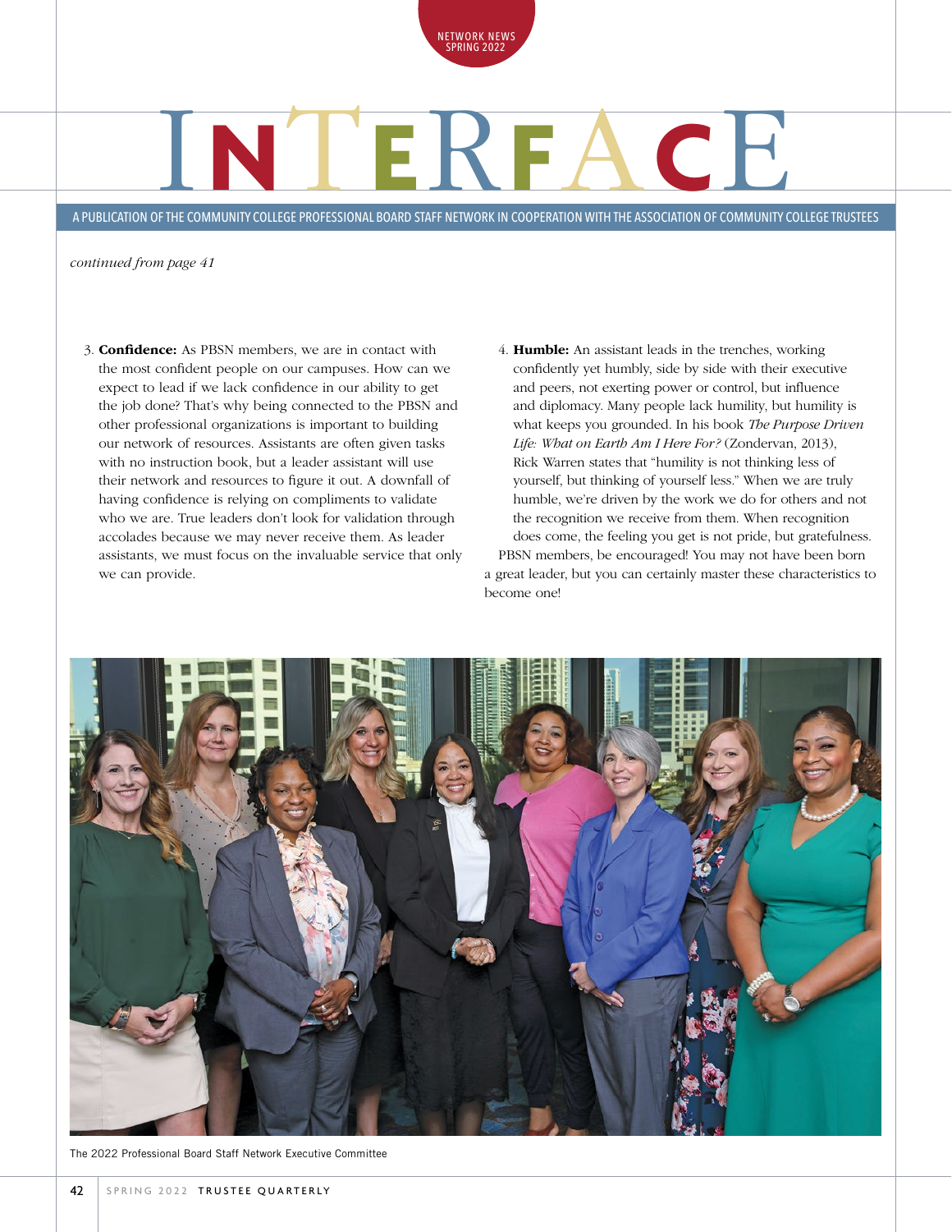# INTERFACE

A PUBLICATION OF THE COMMUNITY COLLEGE PROFESSIONAL BOARD STAFF NETWORK IN COOPERATION WITH THE ASSOCIATION OF COMMUNITY COLLEGE TRUSTEES

*continued from page 41*

3. **Confidence:** As PBSN members, we are in contact with the most confident people on our campuses. How can we expect to lead if we lack confidence in our ability to get the job done? That's why being connected to the PBSN and other professional organizations is important to building our network of resources. Assistants are often given tasks with no instruction book, but a leader assistant will use their network and resources to figure it out. A downfall of having confidence is relying on compliments to validate who we are. True leaders don't look for validation through accolades because we may never receive them. As leader assistants, we must focus on the invaluable service that only we can provide.

4. **Humble:** An assistant leads in the trenches, working confidently yet humbly, side by side with their executive and peers, not exerting power or control, but influence and diplomacy. Many people lack humility, but humility is what keeps you grounded. In his book *The Purpose Driven Life: What on Earth Am I Here For?* (Zondervan, 2013), Rick Warren states that "humility is not thinking less of yourself, but thinking of yourself less." When we are truly humble, we're driven by the work we do for others and not the recognition we receive from them. When recognition does come, the feeling you get is not pride, but gratefulness.

PBSN members, be encouraged! You may not have been born a great leader, but you can certainly master these characteristics to become one!

The 2022 Professional Board Staff Network Executive Committee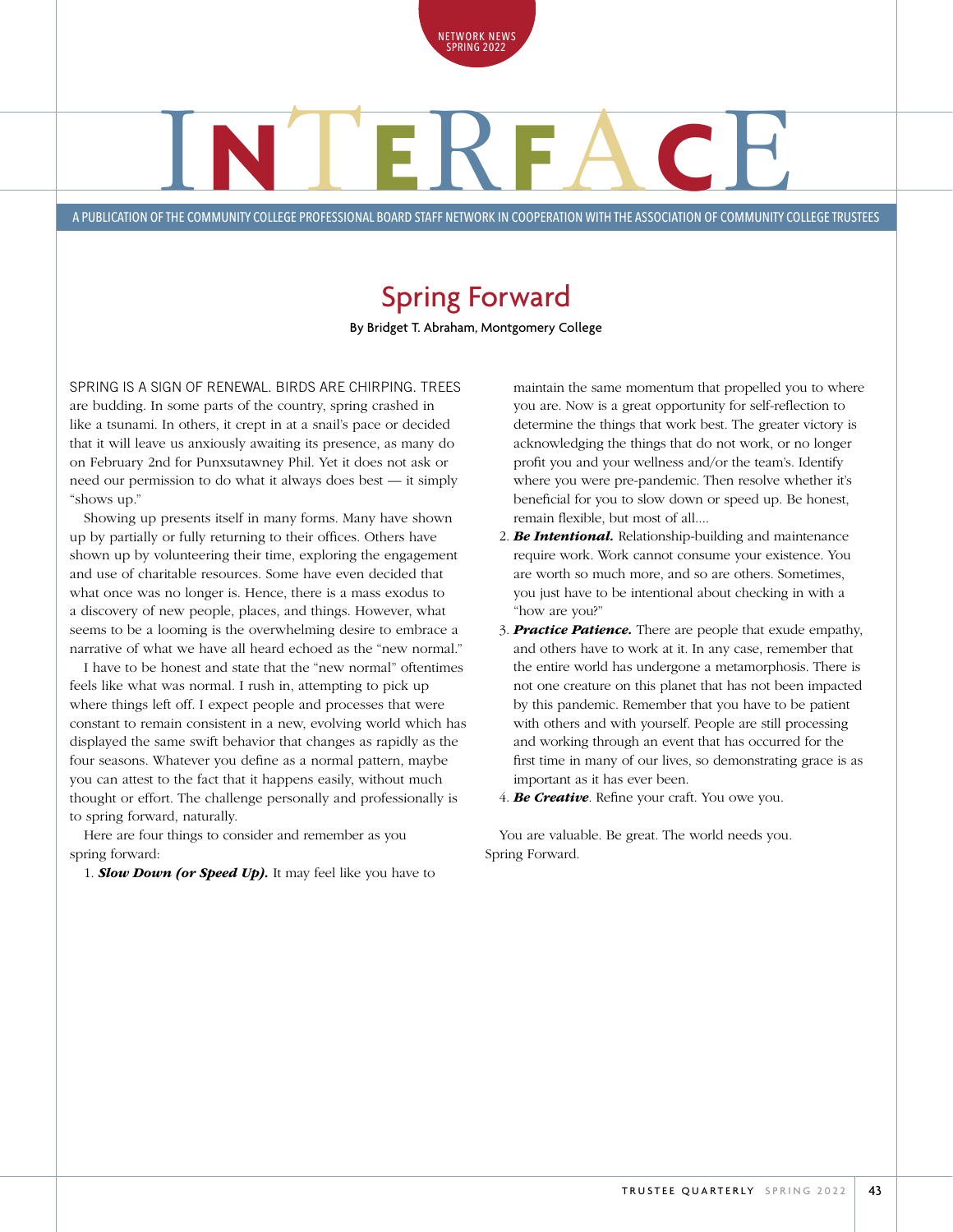NETWORK NEWS
SPRING 2022

# INTERFACE

A PUBLICATION OF THE COMMUNITY COLLEGE PROFESSIONAL BOARD STAFF NETWORK IN COOPERATION WITH THE ASSOCIATION OF COMMUNITY COLLEGE TRUSTEES

## Spring Forward

By Bridget T. Abraham, Montgomery College

SPRING IS A SIGN OF RENEWAL. BIRDS ARE CHIRPING. TREES are budding. In some parts of the country, spring crashed in like a tsunami. In others, it crept in at a snail's pace or decided that it will leave us anxiously awaiting its presence, as many do on February 2nd for Punxsutawney Phil. Yet it does not ask or need our permission to do what it always does best — it simply "shows up."

Showing up presents itself in many forms. Many have shown up by partially or fully returning to their offices. Others have shown up by volunteering their time, exploring the engagement and use of charitable resources. Some have even decided that what once was no longer is. Hence, there is a mass exodus to a discovery of new people, places, and things. However, what seems to be a looming is the overwhelming desire to embrace a narrative of what we have all heard echoed as the "new normal."

I have to be honest and state that the "new normal" oftentimes feels like what was normal. I rush in, attempting to pick up where things left off. I expect people and processes that were constant to remain consistent in a new, evolving world which has displayed the same swift behavior that changes as rapidly as the four seasons. Whatever you define as a normal pattern, maybe you can attest to the fact that it happens easily, without much thought or effort. The challenge personally and professionally is to spring forward, naturally.

Here are four things to consider and remember as you spring forward:

1. ***Slow Down (or Speed Up).*** It may feel like you have to maintain the same momentum that propelled you to where you are. Now is a great opportunity for self-reflection to determine the things that work best. The greater victory is acknowledging the things that do not work, or no longer profit you and your wellness and/or the team's. Identify where you were pre-pandemic. Then resolve whether it's beneficial for you to slow down or speed up. Be honest, remain flexible, but most of all....
2. ***Be Intentional.*** Relationship-building and maintenance require work. Work cannot consume your existence. You are worth so much more, and so are others. Sometimes, you just have to be intentional about checking in with a "how are you?"
3. ***Practice Patience.*** There are people that exude empathy, and others have to work at it. In any case, remember that the entire world has undergone a metamorphosis. There is not one creature on this planet that has not been impacted by this pandemic. Remember that you have to be patient with others and with yourself. People are still processing and working through an event that has occurred for the first time in many of our lives, so demonstrating grace is as important as it has ever been.
4. ***Be Creative***. Refine your craft. You owe you.

You are valuable. Be great. The world needs you. Spring Forward.